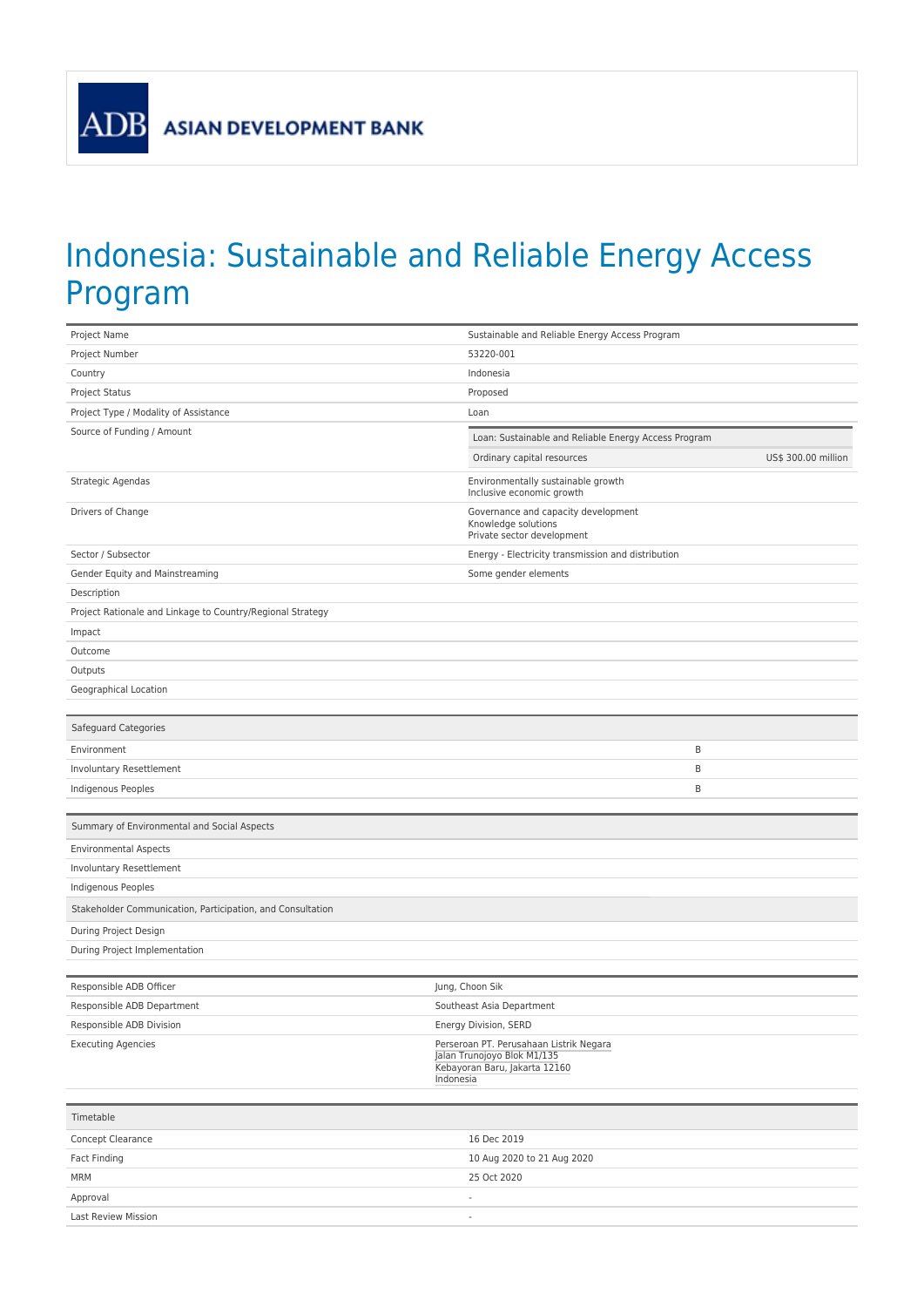ASIAN DEVELOPMENT BANK

# Indonesia: Sustainable and Reliable Energy Access Program

| | |
|---|---|
| Project Name | Sustainable and Reliable Energy Access Program |
| Project Number | 53220-001 |
| Country | Indonesia |
| Project Status | Proposed |
| Project Type / Modality of Assistance | Loan |
| Source of Funding / Amount | Loan: Sustainable and Reliable Energy Access Program<br>Ordinary capital resources — US$ 300.00 million |
| Strategic Agendas | Environmentally sustainable growth<br>Inclusive economic growth |
| Drivers of Change | Governance and capacity development<br>Knowledge solutions<br>Private sector development |
| Sector / Subsector | Energy - Electricity transmission and distribution |
| Gender Equity and Mainstreaming | Some gender elements |
| Description | |
| Project Rationale and Linkage to Country/Regional Strategy | |
| Impact | |
| Outcome | |
| Outputs | |
| Geographical Location | |

| Safeguard Categories | |
|---|---|
| Environment | B |
| Involuntary Resettlement | B |
| Indigenous Peoples | B |

| Summary of Environmental and Social Aspects | |
|---|---|
| Environmental Aspects | |
| Involuntary Resettlement | |
| Indigenous Peoples | |
| **Stakeholder Communication, Participation, and Consultation** | |
| During Project Design | |
| During Project Implementation | |

| | |
|---|---|
| Responsible ADB Officer | Jung, Choon Sik |
| Responsible ADB Department | Southeast Asia Department |
| Responsible ADB Division | Energy Division, SERD |
| Executing Agencies | Perseroan PT. Perusahaan Listrik Negara<br>Jalan Trunojoyo Blok M1/135<br>Kebayoran Baru, Jakarta 12160<br>Indonesia |

| Timetable | |
|---|---|
| Concept Clearance | 16 Dec 2019 |
| Fact Finding | 10 Aug 2020 to 21 Aug 2020 |
| MRM | 25 Oct 2020 |
| Approval | - |
| Last Review Mission | - |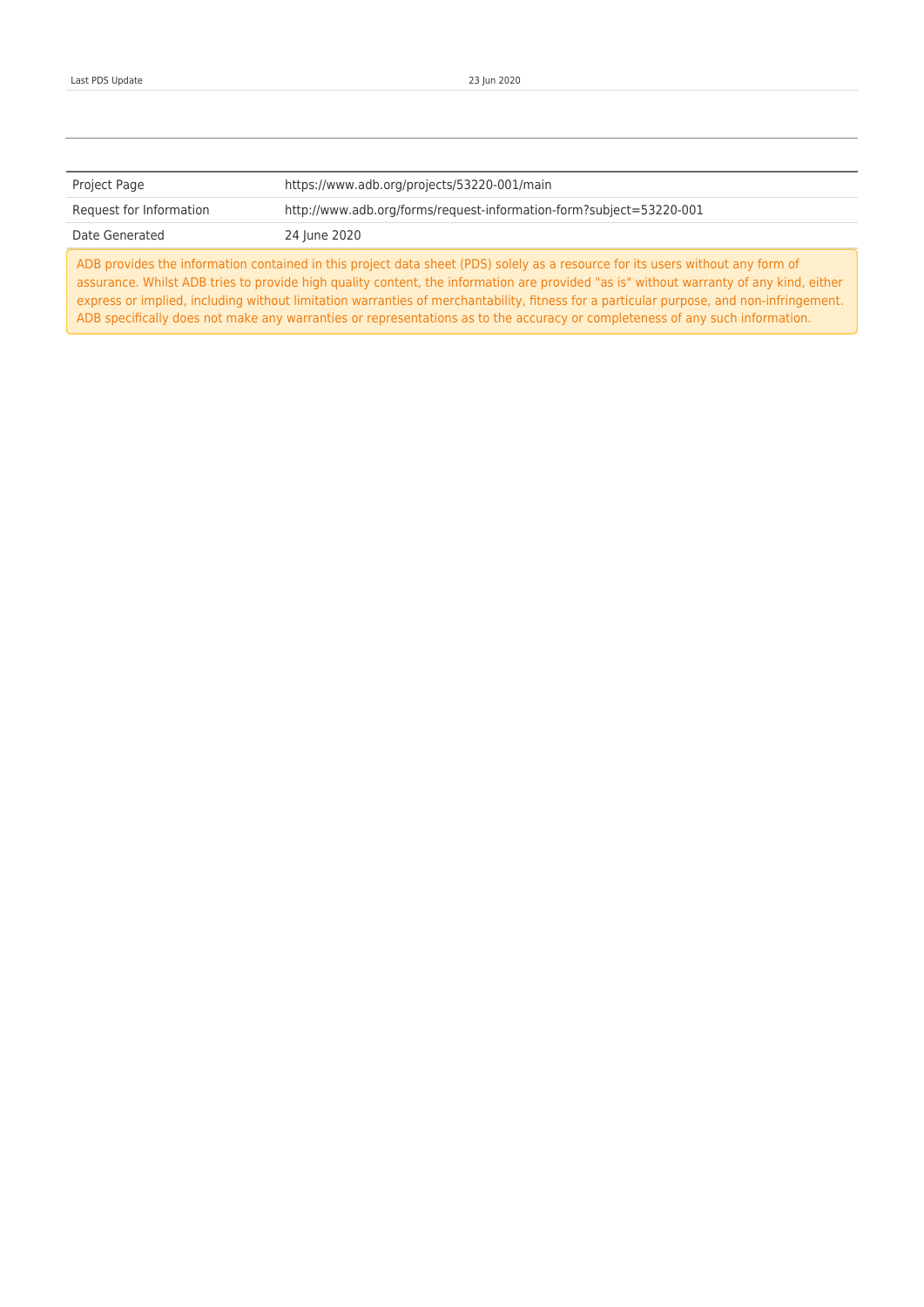| | |
|---|---|
| Last PDS Update | 23 Jun 2020 |

| | |
|---|---|
| Project Page | https://www.adb.org/projects/53220-001/main |
| Request for Information | http://www.adb.org/forms/request-information-form?subject=53220-001 |
| Date Generated | 24 June 2020 |

ADB provides the information contained in this project data sheet (PDS) solely as a resource for its users without any form of assurance. Whilst ADB tries to provide high quality content, the information are provided "as is" without warranty of any kind, either express or implied, including without limitation warranties of merchantability, fitness for a particular purpose, and non-infringement. ADB specifically does not make any warranties or representations as to the accuracy or completeness of any such information.